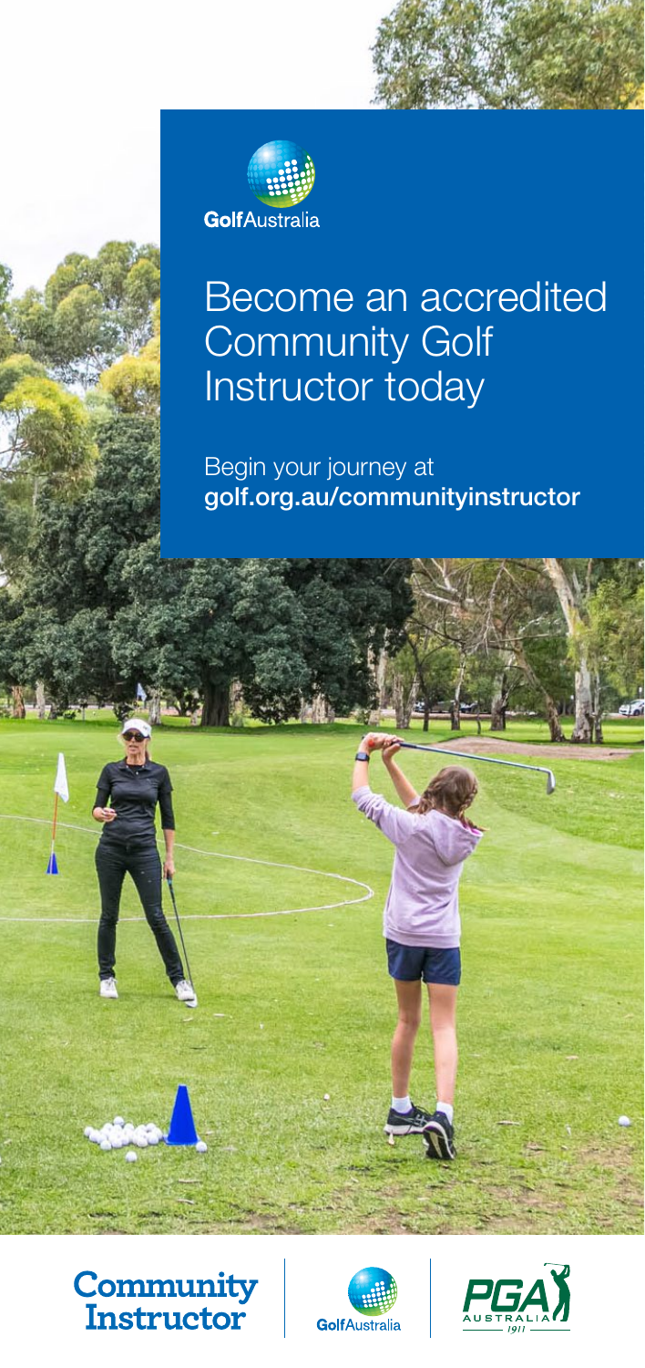GolfAustralia

# Become an accredited Community Golf Instructor today

Begin your journey at
**golf.org.au/communityinstructor**

**Community Instructor**

GolfAustralia

PGA AUSTRALIA 1911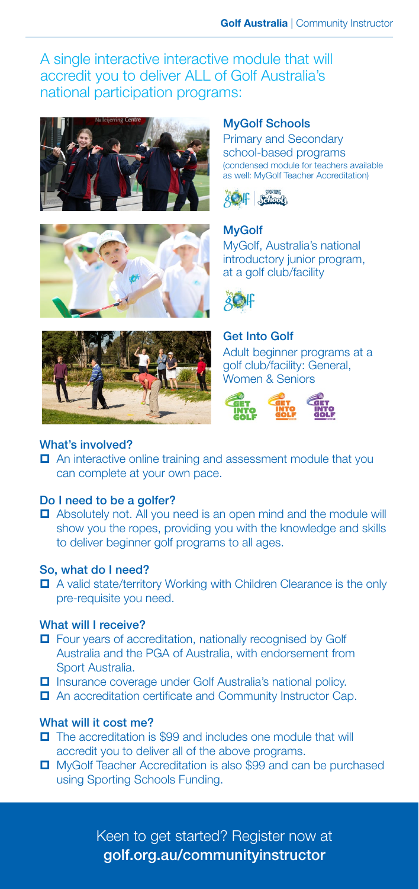## A single interactive interactive module that will accredit you to deliver ALL of Golf Australia's national participation programs:

### MyGolf Schools

Primary and Secondary school-based programs (condensed module for teachers available as well: MyGolf Teacher Accreditation)

### MyGolf

MyGolf, Australia's national introductory junior program, at a golf club/facility

### Get Into Golf

Adult beginner programs at a golf club/facility: General, Women & Seniors

### What's involved?

- An interactive online training and assessment module that you can complete at your own pace.

### Do I need to be a golfer?

- Absolutely not. All you need is an open mind and the module will show you the ropes, providing you with the knowledge and skills to deliver beginner golf programs to all ages.

### So, what do I need?

- A valid state/territory Working with Children Clearance is the only pre-requisite you need.

### What will I receive?

- Four years of accreditation, nationally recognised by Golf Australia and the PGA of Australia, with endorsement from Sport Australia.
- Insurance coverage under Golf Australia's national policy.
- An accreditation certificate and Community Instructor Cap.

### What will it cost me?

- The accreditation is $99 and includes one module that will accredit you to deliver all of the above programs.
- MyGolf Teacher Accreditation is also $99 and can be purchased using Sporting Schools Funding.

Keen to get started? Register now at **golf.org.au/communityinstructor**